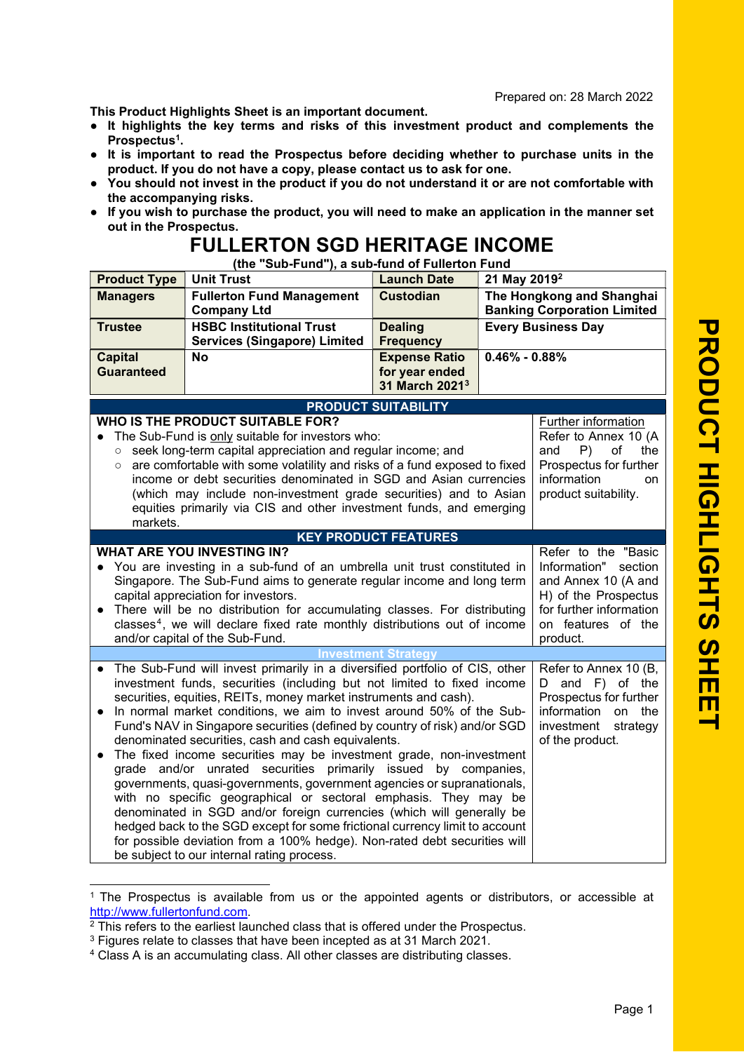Prepared on: 28 March 2022

**This Product Highlights Sheet is an important document.**

- **It highlights the key terms and risks of this investment product and complements the Prospectus[1].**
- **It is important to read the Prospectus before deciding whether to purchase units in the product. If you do not have a copy, please contact us to ask for one.**
- **You should not invest in the product if you do not understand it or are not comfortable with the accompanying risks.**
- **If you wish to purchase the product, you will need to make an application in the manner set out in the Prospectus.**

# FULLERTON SGD HERITAGE INCOME

**(the "Sub-Fund"), a sub-fund of Fullerton Fund**

| **Product Type** | **Unit Trust** | **Launch Date** | **21 May 2019[2]** |
|---|---|---|---|
| **Managers** | **Fullerton Fund Management Company Ltd** | **Custodian** | **The Hongkong and Shanghai Banking Corporation Limited** |
| **Trustee** | **HSBC Institutional Trust Services (Singapore) Limited** | **Dealing Frequency** | **Every Business Day** |
| **Capital Guaranteed** | **No** | **Expense Ratio for year ended 31 March 2021[3]** | **0.46% - 0.88%** |

## PRODUCT SUITABILITY

| **WHO IS THE PRODUCT SUITABLE FOR?** | Further information |
|---|---|
| • The Sub-Fund is only suitable for investors who:<br>○ seek long-term capital appreciation and regular income; and<br>○ are comfortable with some volatility and risks of a fund exposed to fixed income or debt securities denominated in SGD and Asian currencies (which may include non-investment grade securities) and to Asian equities primarily via CIS and other investment funds, and emerging markets. | Refer to Annex 10 (A and P) of the Prospectus for further information on product suitability. |

## KEY PRODUCT FEATURES

| **WHAT ARE YOU INVESTING IN?** | |
|---|---|
| • You are investing in a sub-fund of an umbrella unit trust constituted in Singapore. The Sub-Fund aims to generate regular income and long term capital appreciation for investors.<br>• There will be no distribution for accumulating classes. For distributing classes[4], we will declare fixed rate monthly distributions out of income and/or capital of the Sub-Fund. | Refer to the "Basic Information" section and Annex 10 (A and H) of the Prospectus for further information on features of the product. |
| **Investment Strategy** | |
| • The Sub-Fund will invest primarily in a diversified portfolio of CIS, other investment funds, securities (including but not limited to fixed income securities, equities, REITs, money market instruments and cash).<br>• In normal market conditions, we aim to invest around 50% of the Sub-Fund's NAV in Singapore securities (defined by country of risk) and/or SGD denominated securities, cash and cash equivalents.<br>• The fixed income securities may be investment grade, non-investment grade and/or unrated securities primarily issued by companies, governments, quasi-governments, government agencies or supranationals, with no specific geographical or sectoral emphasis. They may be denominated in SGD and/or foreign currencies (which will generally be hedged back to the SGD except for some frictional currency limit to account for possible deviation from a 100% hedge). Non-rated debt securities will be subject to our internal rating process. | Refer to Annex 10 (B, D and F) of the Prospectus for further information on the investment strategy of the product. |

[1] The Prospectus is available from us or the appointed agents or distributors, or accessible at http://www.fullertonfund.com.

[2] This refers to the earliest launched class that is offered under the Prospectus.

[3] Figures relate to classes that have been incepted as at 31 March 2021.

[4] Class A is an accumulating class. All other classes are distributing classes.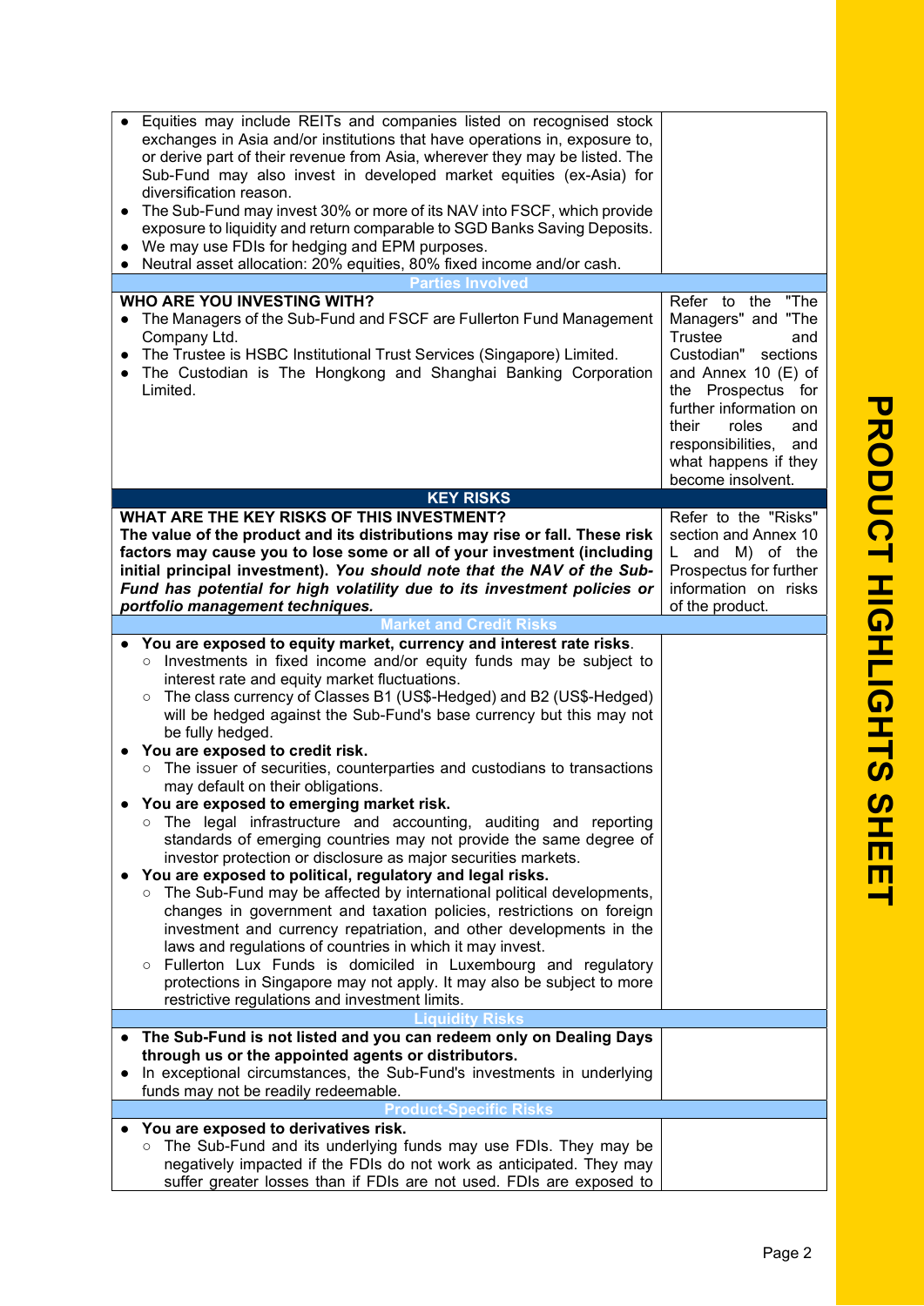| | |
|---|---|
| • Equities may include REITs and companies listed on recognised stock exchanges in Asia and/or institutions that have operations in, exposure to, or derive part of their revenue from Asia, wherever they may be listed. The Sub-Fund may also invest in developed market equities (ex-Asia) for diversification reason.<br>• The Sub-Fund may invest 30% or more of its NAV into FSCF, which provide exposure to liquidity and return comparable to SGD Banks Saving Deposits.<br>• We may use FDIs for hedging and EPM purposes.<br>• Neutral asset allocation: 20% equities, 80% fixed income and/or cash. | |
| **Parties Involved** | |
| **WHO ARE YOU INVESTING WITH?**<br>• The Managers of the Sub-Fund and FSCF are Fullerton Fund Management Company Ltd.<br>• The Trustee is HSBC Institutional Trust Services (Singapore) Limited.<br>• The Custodian is The Hongkong and Shanghai Banking Corporation Limited. | Refer to the "The Managers" and "The Trustee and Custodian" sections and Annex 10 (E) of the Prospectus for further information on their roles and responsibilities, and what happens if they become insolvent. |
| **KEY RISKS** | |
| **WHAT ARE THE KEY RISKS OF THIS INVESTMENT?**<br>**The value of the product and its distributions may rise or fall. These risk factors may cause you to lose some or all of your investment (including initial principal investment).** ***You should note that the NAV of the Sub-Fund has potential for high volatility due to its investment policies or portfolio management techniques.*** | Refer to the "Risks" section and Annex 10 L and M) of the Prospectus for further information on risks of the product. |
| **Market and Credit Risks** | |
| • **You are exposed to equity market, currency and interest rate risks**.<br>  ○ Investments in fixed income and/or equity funds may be subject to interest rate and equity market fluctuations.<br>  ○ The class currency of Classes B1 (US$-Hedged) and B2 (US$-Hedged) will be hedged against the Sub-Fund's base currency but this may not be fully hedged.<br>• **You are exposed to credit risk.**<br>  ○ The issuer of securities, counterparties and custodians to transactions may default on their obligations.<br>• **You are exposed to emerging market risk.**<br>  ○ The legal infrastructure and accounting, auditing and reporting standards of emerging countries may not provide the same degree of investor protection or disclosure as major securities markets.<br>• **You are exposed to political, regulatory and legal risks.**<br>  ○ The Sub-Fund may be affected by international political developments, changes in government and taxation policies, restrictions on foreign investment and currency repatriation, and other developments in the laws and regulations of countries in which it may invest.<br>  ○ Fullerton Lux Funds is domiciled in Luxembourg and regulatory protections in Singapore may not apply. It may also be subject to more restrictive regulations and investment limits. | |
| **Liquidity Risks** | |
| • **The Sub-Fund is not listed and you can redeem only on Dealing Days through us or the appointed agents or distributors.**<br>• In exceptional circumstances, the Sub-Fund's investments in underlying funds may not be readily redeemable. | |
| **Product-Specific Risks** | |
| • **You are exposed to derivatives risk.**<br>  ○ The Sub-Fund and its underlying funds may use FDIs. They may be negatively impacted if the FDIs do not work as anticipated. They may suffer greater losses than if FDIs are not used. FDIs are exposed to | |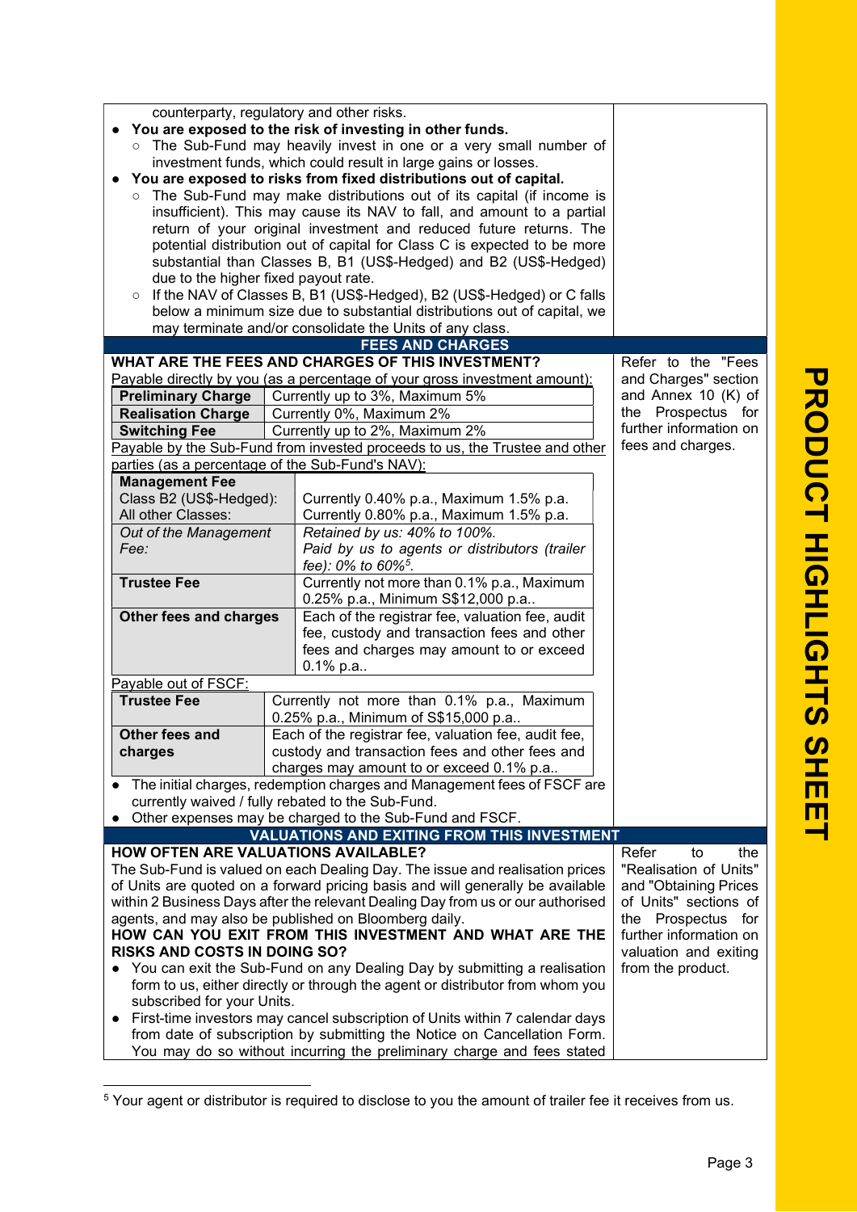counterparty, regulatory and other risks.

- **You are exposed to the risk of investing in other funds.**
  - The Sub-Fund may heavily invest in one or a very small number of investment funds, which could result in large gains or losses.
- **You are exposed to risks from fixed distributions out of capital.**
  - The Sub-Fund may make distributions out of its capital (if income is insufficient). This may cause its NAV to fall, and amount to a partial return of your original investment and reduced future returns. The potential distribution out of capital for Class C is expected to be more substantial than Classes B, B1 (US$-Hedged) and B2 (US$-Hedged) due to the higher fixed payout rate.
  - If the NAV of Classes B, B1 (US$-Hedged), B2 (US$-Hedged) or C falls below a minimum size due to substantial distributions out of capital, we may terminate and/or consolidate the Units of any class.

## FEES AND CHARGES

**WHAT ARE THE FEES AND CHARGES OF THIS INVESTMENT?**

Refer to the "Fees and Charges" section and Annex 10 (K) of the Prospectus for further information on fees and charges.

Payable directly by you (as a percentage of your gross investment amount):

| | |
|---|---|
| **Preliminary Charge** | Currently up to 3%, Maximum 5% |
| **Realisation Charge** | Currently 0%, Maximum 2% |
| **Switching Fee** | Currently up to 2%, Maximum 2% |

Payable by the Sub-Fund from invested proceeds to us, the Trustee and other parties (as a percentage of the Sub-Fund's NAV):

| | |
|---|---|
| **Management Fee**<br>Class B2 (US$-Hedged):<br>All other Classes: | <br>Currently 0.40% p.a., Maximum 1.5% p.a.<br>Currently 0.80% p.a., Maximum 1.5% p.a. |
| *Out of the Management Fee:* | *Retained by us: 40% to 100%.*<br>*Paid by us to agents or distributors (trailer fee): 0% to 60%*[5]. |
| **Trustee Fee** | Currently not more than 0.1% p.a., Maximum 0.25% p.a., Minimum S$12,000 p.a.. |
| **Other fees and charges** | Each of the registrar fee, valuation fee, audit fee, custody and transaction fees and other fees and charges may amount to or exceed 0.1% p.a.. |

Payable out of FSCF:

| | |
|---|---|
| **Trustee Fee** | Currently not more than 0.1% p.a., Maximum 0.25% p.a., Minimum of S$15,000 p.a.. |
| **Other fees and charges** | Each of the registrar fee, valuation fee, audit fee, custody and transaction fees and other fees and charges may amount to or exceed 0.1% p.a.. |

- The initial charges, redemption charges and Management fees of FSCF are currently waived / fully rebated to the Sub-Fund.
- Other expenses may be charged to the Sub-Fund and FSCF.

## VALUATIONS AND EXITING FROM THIS INVESTMENT

Refer to the "Realisation of Units" and "Obtaining Prices of Units" sections of the Prospectus for further information on valuation and exiting from the product.

**HOW OFTEN ARE VALUATIONS AVAILABLE?**

The Sub-Fund is valued on each Dealing Day. The issue and realisation prices of Units are quoted on a forward pricing basis and will generally be available within 2 Business Days after the relevant Dealing Day from us or our authorised agents, and may also be published on Bloomberg daily.

**HOW CAN YOU EXIT FROM THIS INVESTMENT AND WHAT ARE THE RISKS AND COSTS IN DOING SO?**

- You can exit the Sub-Fund on any Dealing Day by submitting a realisation form to us, either directly or through the agent or distributor from whom you subscribed for your Units.
- First-time investors may cancel subscription of Units within 7 calendar days from date of subscription by submitting the Notice on Cancellation Form. You may do so without incurring the preliminary charge and fees stated

[5] Your agent or distributor is required to disclose to you the amount of trailer fee it receives from us.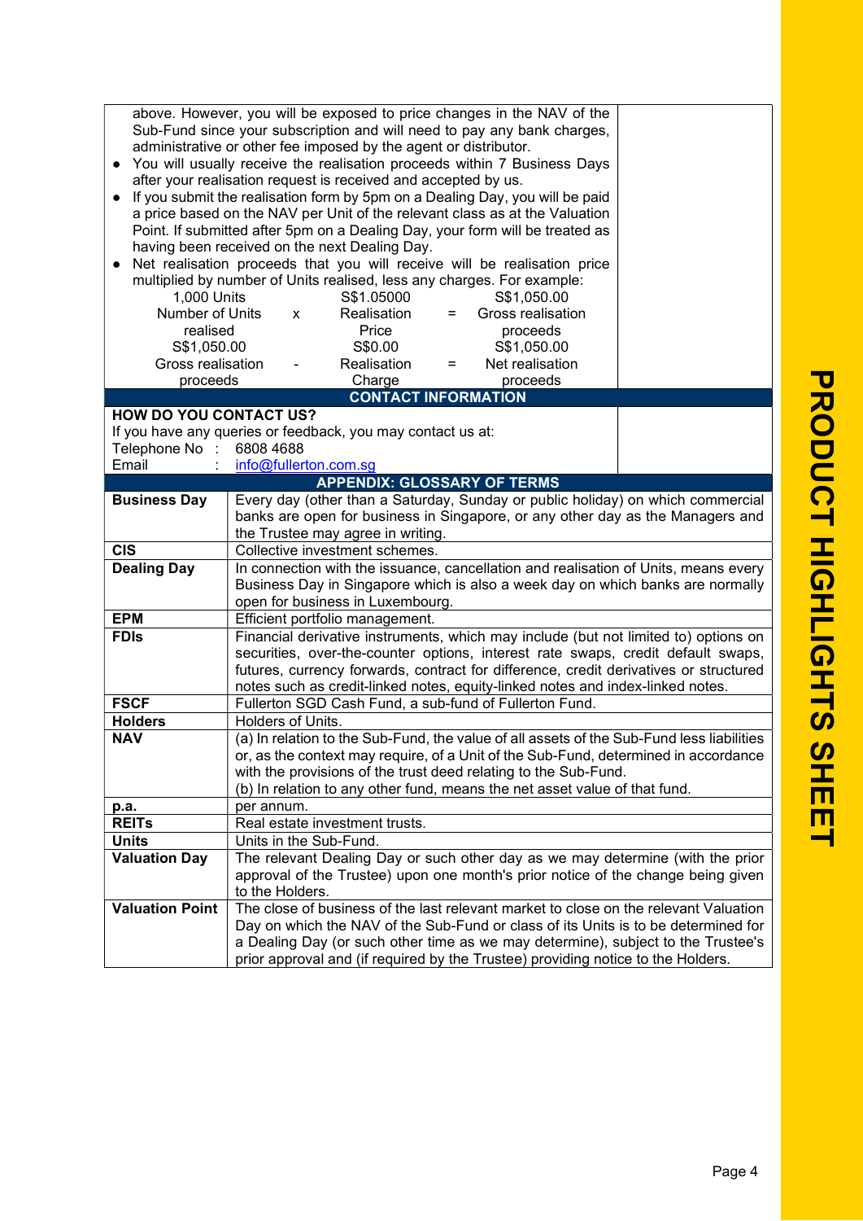above. However, you will be exposed to price changes in the NAV of the Sub-Fund since your subscription and will need to pay any bank charges, administrative or other fee imposed by the agent or distributor.

- You will usually receive the realisation proceeds within 7 Business Days after your realisation request is received and accepted by us.
- If you submit the realisation form by 5pm on a Dealing Day, you will be paid a price based on the NAV per Unit of the relevant class as at the Valuation Point. If submitted after 5pm on a Dealing Day, your form will be treated as having been received on the next Dealing Day.
- Net realisation proceeds that you will receive will be realisation price multiplied by number of Units realised, less any charges. For example:

| | | | | |
|---|---|---|---|---|
| 1,000 Units | | S$1.05000 | | S$1,050.00 |
| Number of Units realised | x | Realisation Price | = | Gross realisation proceeds |
| S$1,050.00 | | S$0.00 | | S$1,050.00 |
| Gross realisation proceeds | - | Realisation Charge | = | Net realisation proceeds |

## CONTACT INFORMATION

**HOW DO YOU CONTACT US?**

If you have any queries or feedback, you may contact us at:

Telephone No : 6808 4688
Email : info@fullerton.com.sg

## APPENDIX: GLOSSARY OF TERMS

| | |
|---|---|
| **Business Day** | Every day (other than a Saturday, Sunday or public holiday) on which commercial banks are open for business in Singapore, or any other day as the Managers and the Trustee may agree in writing. |
| **CIS** | Collective investment schemes. |
| **Dealing Day** | In connection with the issuance, cancellation and realisation of Units, means every Business Day in Singapore which is also a week day on which banks are normally open for business in Luxembourg. |
| **EPM** | Efficient portfolio management. |
| **FDIs** | Financial derivative instruments, which may include (but not limited to) options on securities, over-the-counter options, interest rate swaps, credit default swaps, futures, currency forwards, contract for difference, credit derivatives or structured notes such as credit-linked notes, equity-linked notes and index-linked notes. |
| **FSCF** | Fullerton SGD Cash Fund, a sub-fund of Fullerton Fund. |
| **Holders** | Holders of Units. |
| **NAV** | (a) In relation to the Sub-Fund, the value of all assets of the Sub-Fund less liabilities or, as the context may require, of a Unit of the Sub-Fund, determined in accordance with the provisions of the trust deed relating to the Sub-Fund.<br>(b) In relation to any other fund, means the net asset value of that fund. |
| **p.a.** | per annum. |
| **REITs** | Real estate investment trusts. |
| **Units** | Units in the Sub-Fund. |
| **Valuation Day** | The relevant Dealing Day or such other day as we may determine (with the prior approval of the Trustee) upon one month's prior notice of the change being given to the Holders. |
| **Valuation Point** | The close of business of the last relevant market to close on the relevant Valuation Day on which the NAV of the Sub-Fund or class of its Units is to be determined for a Dealing Day (or such other time as we may determine), subject to the Trustee's prior approval and (if required by the Trustee) providing notice to the Holders. |